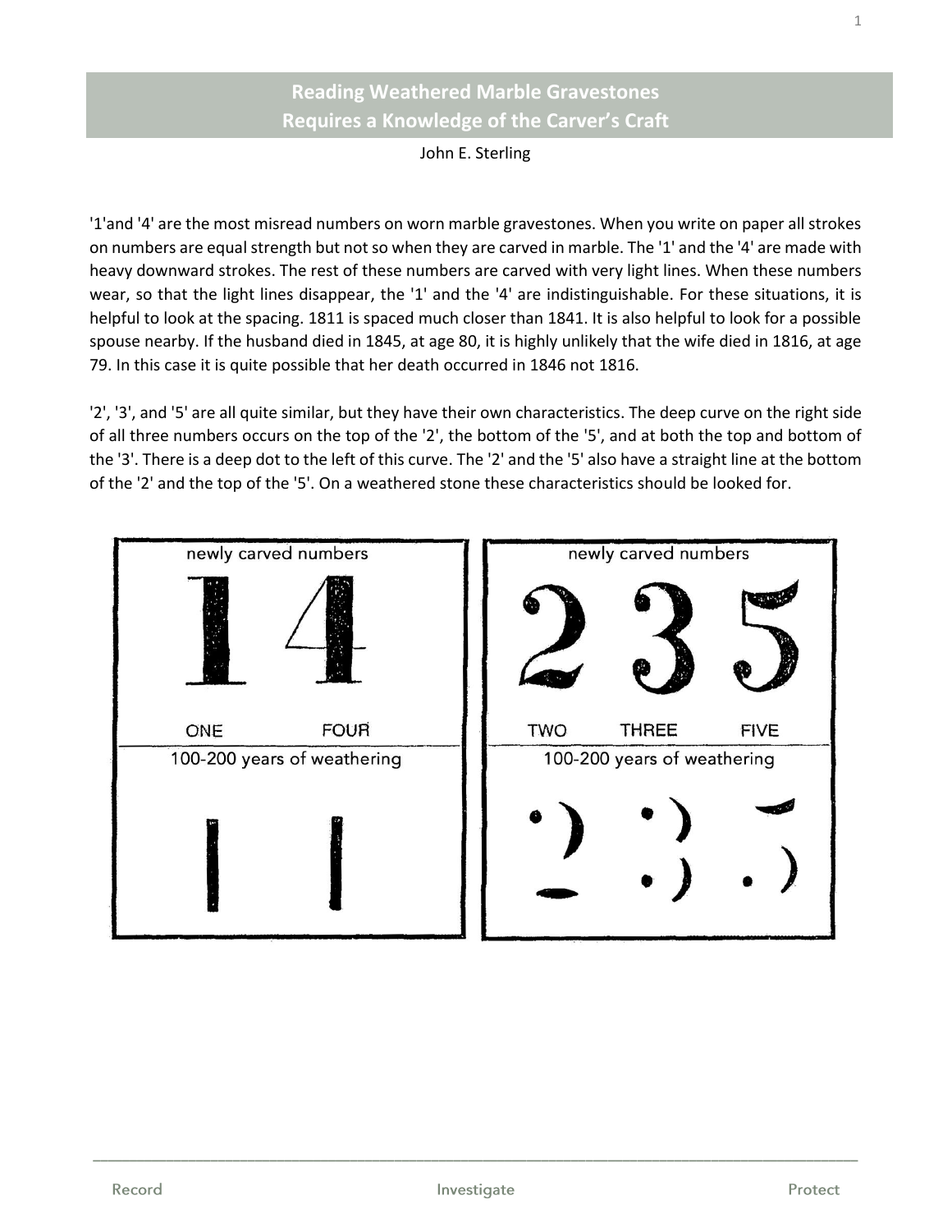# Reading Weathered Marble Gravestones Requires a Knowledge of the Carver's Craft

John E. Sterling

'1'and '4' are the most misread numbers on worn marble gravestones. When you write on paper all strokes on numbers are equal strength but not so when they are carved in marble. The '1' and the '4' are made with heavy downward strokes. The rest of these numbers are carved with very light lines. When these numbers wear, so that the light lines disappear, the '1' and the '4' are indistinguishable. For these situations, it is helpful to look at the spacing. 1811 is spaced much closer than 1841. It is also helpful to look for a possible spouse nearby. If the husband died in 1845, at age 80, it is highly unlikely that the wife died in 1816, at age 79. In this case it is quite possible that her death occurred in 1846 not 1816.

'2', '3', and '5' are all quite similar, but they have their own characteristics. The deep curve on the right side of all three numbers occurs on the top of the '2', the bottom of the '5', and at both the top and bottom of the '3'. There is a deep dot to the left of this curve. The '2' and the '5' also have a straight line at the bottom of the '2' and the top of the '5'. On a weathered stone these characteristics should be looked for.

newly carved numbers

ONE FOUR

100-200 years of weathering

newly carved numbers

TWO THREE FIVE

100-200 years of weathering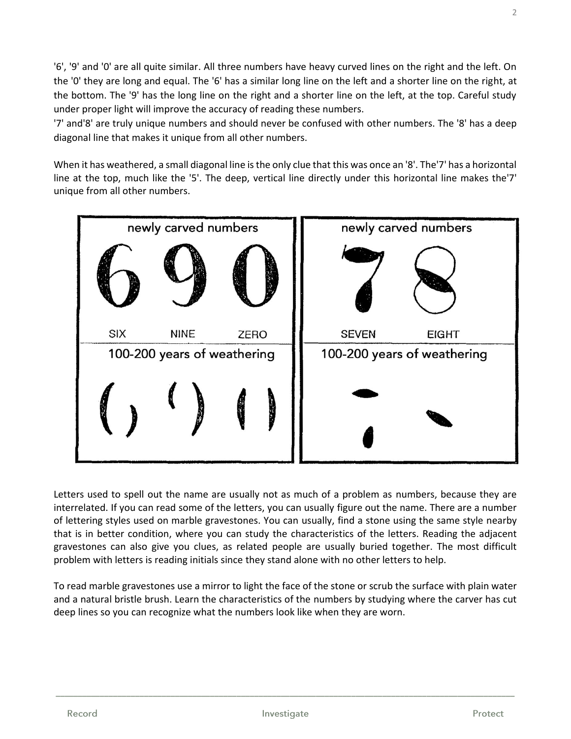'6', '9' and '0' are all quite similar. All three numbers have heavy curved lines on the right and the left. On the '0' they are long and equal. The '6' has a similar long line on the left and a shorter line on the right, at the bottom. The '9' has the long line on the right and a shorter line on the left, at the top. Careful study under proper light will improve the accuracy of reading these numbers.
'7' and'8' are truly unique numbers and should never be confused with other numbers. The '8' has a deep diagonal line that makes it unique from all other numbers.

When it has weathered, a small diagonal line is the only clue that this was once an '8'. The'7' has a horizontal line at the top, much like the '5'. The deep, vertical line directly under this horizontal line makes the'7' unique from all other numbers.

newly carved numbers

SIX NINE ZERO

100-200 years of weathering

newly carved numbers

SEVEN EIGHT

100-200 years of weathering

Letters used to spell out the name are usually not as much of a problem as numbers, because they are interrelated. If you can read some of the letters, you can usually figure out the name. There are a number of lettering styles used on marble gravestones. You can usually, find a stone using the same style nearby that is in better condition, where you can study the characteristics of the letters. Reading the adjacent gravestones can also give you clues, as related people are usually buried together. The most difficult problem with letters is reading initials since they stand alone with no other letters to help.

To read marble gravestones use a mirror to light the face of the stone or scrub the surface with plain water and a natural bristle brush. Learn the characteristics of the numbers by studying where the carver has cut deep lines so you can recognize what the numbers look like when they are worn.